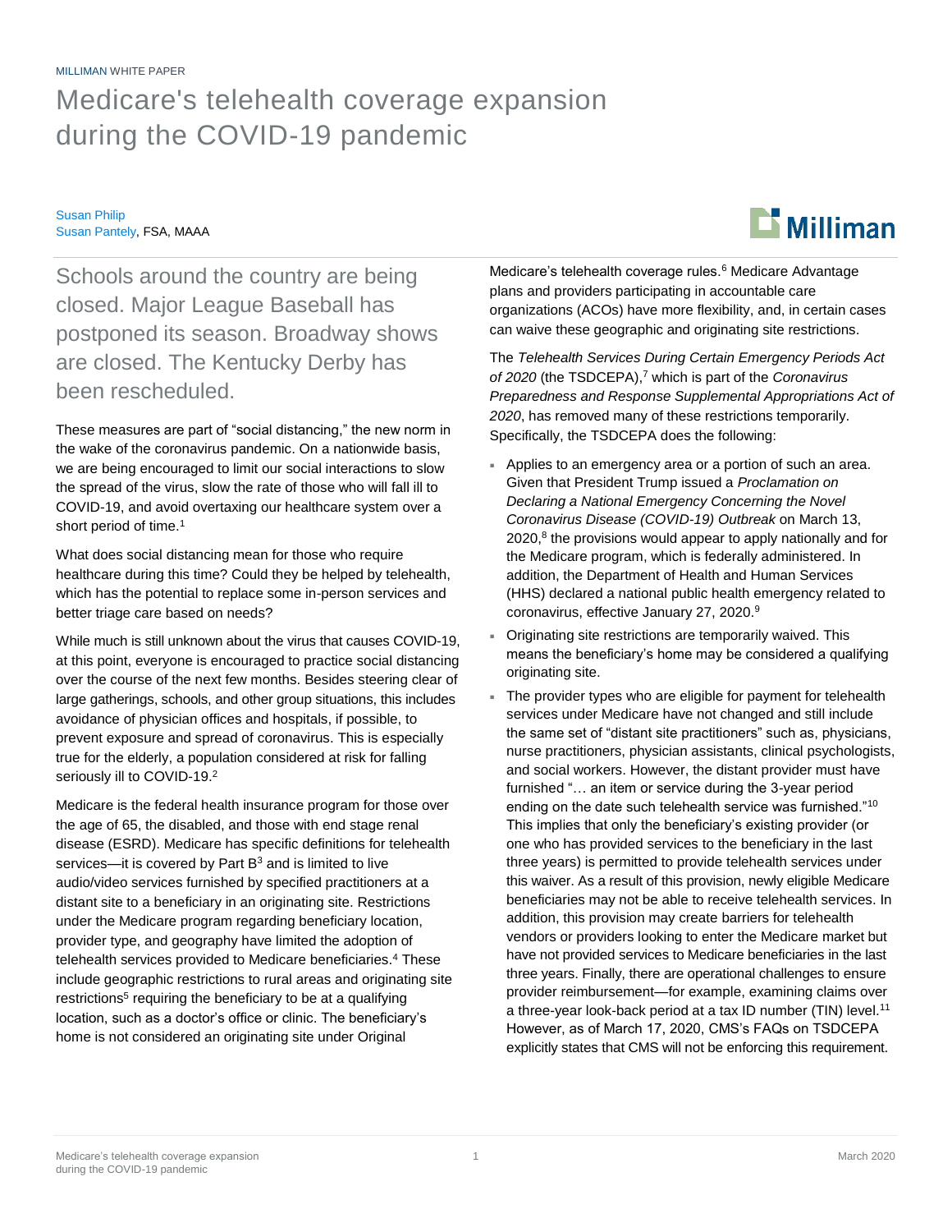MILLIMAN WHITE PAPER

# Medicare's telehealth coverage expansion during the COVID-19 pandemic

Susan Philip
Susan Pantely, FSA, MAAA

## Schools around the country are being closed. Major League Baseball has postponed its season. Broadway shows are closed. The Kentucky Derby has been rescheduled.

These measures are part of "social distancing," the new norm in the wake of the coronavirus pandemic. On a nationwide basis, we are being encouraged to limit our social interactions to slow the spread of the virus, slow the rate of those who will fall ill to COVID-19, and avoid overtaxing our healthcare system over a short period of time.[1]

What does social distancing mean for those who require healthcare during this time? Could they be helped by telehealth, which has the potential to replace some in-person services and better triage care based on needs?

While much is still unknown about the virus that causes COVID-19, at this point, everyone is encouraged to practice social distancing over the course of the next few months. Besides steering clear of large gatherings, schools, and other group situations, this includes avoidance of physician offices and hospitals, if possible, to prevent exposure and spread of coronavirus. This is especially true for the elderly, a population considered at risk for falling seriously ill to COVID-19.[2]

Medicare is the federal health insurance program for those over the age of 65, the disabled, and those with end stage renal disease (ESRD). Medicare has specific definitions for telehealth services—it is covered by Part B[3] and is limited to live audio/video services furnished by specified practitioners at a distant site to a beneficiary in an originating site. Restrictions under the Medicare program regarding beneficiary location, provider type, and geography have limited the adoption of telehealth services provided to Medicare beneficiaries.[4] These include geographic restrictions to rural areas and originating site restrictions[5] requiring the beneficiary to be at a qualifying location, such as a doctor's office or clinic. The beneficiary's home is not considered an originating site under Original Medicare's telehealth coverage rules.[6] Medicare Advantage plans and providers participating in accountable care organizations (ACOs) have more flexibility, and, in certain cases can waive these geographic and originating site restrictions.

The *Telehealth Services During Certain Emergency Periods Act of 2020* (the TSDCEPA),[7] which is part of the *Coronavirus Preparedness and Response Supplemental Appropriations Act of 2020*, has removed many of these restrictions temporarily. Specifically, the TSDCEPA does the following:

- Applies to an emergency area or a portion of such an area. Given that President Trump issued a *Proclamation on Declaring a National Emergency Concerning the Novel Coronavirus Disease (COVID-19) Outbreak* on March 13, 2020,[8] the provisions would appear to apply nationally and for the Medicare program, which is federally administered. In addition, the Department of Health and Human Services (HHS) declared a national public health emergency related to coronavirus, effective January 27, 2020.[9]
- Originating site restrictions are temporarily waived. This means the beneficiary's home may be considered a qualifying originating site.
- The provider types who are eligible for payment for telehealth services under Medicare have not changed and still include the same set of "distant site practitioners" such as, physicians, nurse practitioners, physician assistants, clinical psychologists, and social workers. However, the distant provider must have furnished "… an item or service during the 3-year period ending on the date such telehealth service was furnished."[10] This implies that only the beneficiary's existing provider (or one who has provided services to the beneficiary in the last three years) is permitted to provide telehealth services under this waiver. As a result of this provision, newly eligible Medicare beneficiaries may not be able to receive telehealth services. In addition, this provision may create barriers for telehealth vendors or providers looking to enter the Medicare market but have not provided services to Medicare beneficiaries in the last three years. Finally, there are operational challenges to ensure provider reimbursement—for example, examining claims over a three-year look-back period at a tax ID number (TIN) level.[11] However, as of March 17, 2020, CMS's FAQs on TSDCEPA explicitly states that CMS will not be enforcing this requirement.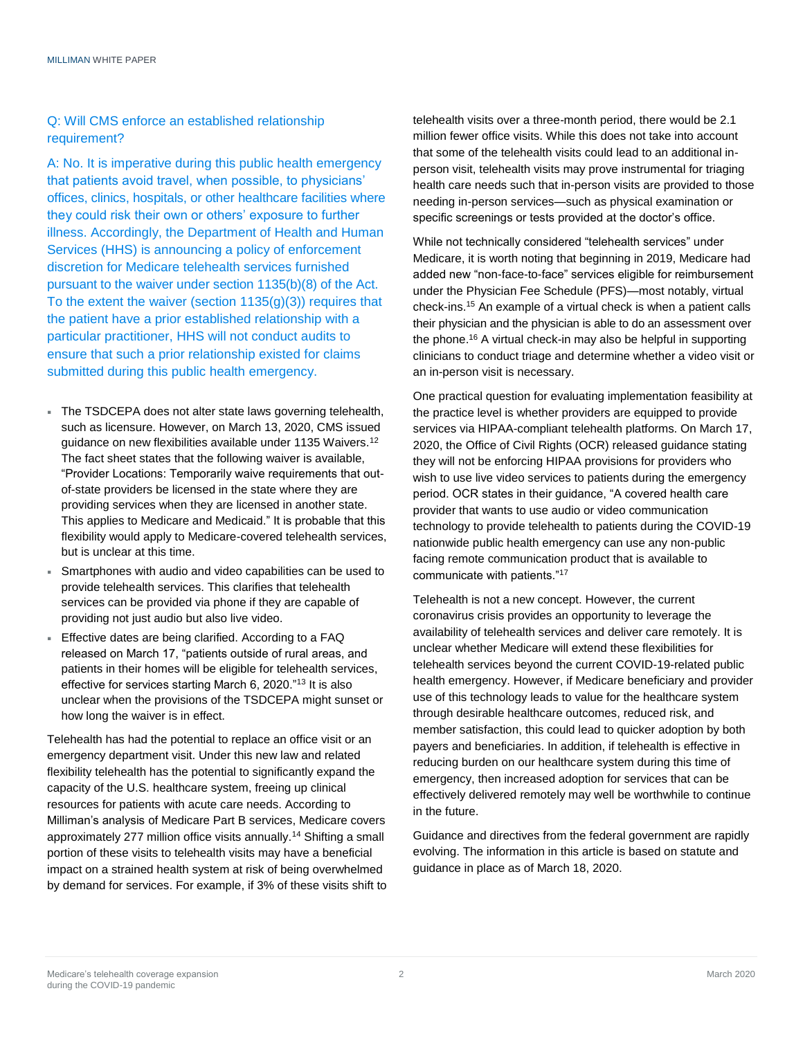Q: Will CMS enforce an established relationship requirement?

A: No. It is imperative during this public health emergency that patients avoid travel, when possible, to physicians' offices, clinics, hospitals, or other healthcare facilities where they could risk their own or others' exposure to further illness. Accordingly, the Department of Health and Human Services (HHS) is announcing a policy of enforcement discretion for Medicare telehealth services furnished pursuant to the waiver under section 1135(b)(8) of the Act. To the extent the waiver (section 1135(g)(3)) requires that the patient have a prior established relationship with a particular practitioner, HHS will not conduct audits to ensure that such a prior relationship existed for claims submitted during this public health emergency.

- The TSDCEPA does not alter state laws governing telehealth, such as licensure. However, on March 13, 2020, CMS issued guidance on new flexibilities available under 1135 Waivers.[12] The fact sheet states that the following waiver is available, "Provider Locations: Temporarily waive requirements that out-of-state providers be licensed in the state where they are providing services when they are licensed in another state. This applies to Medicare and Medicaid." It is probable that this flexibility would apply to Medicare-covered telehealth services, but is unclear at this time.
- Smartphones with audio and video capabilities can be used to provide telehealth services. This clarifies that telehealth services can be provided via phone if they are capable of providing not just audio but also live video.
- Effective dates are being clarified. According to a FAQ released on March 17, "patients outside of rural areas, and patients in their homes will be eligible for telehealth services, effective for services starting March 6, 2020."[13] It is also unclear when the provisions of the TSDCEPA might sunset or how long the waiver is in effect.

Telehealth has had the potential to replace an office visit or an emergency department visit. Under this new law and related flexibility telehealth has the potential to significantly expand the capacity of the U.S. healthcare system, freeing up clinical resources for patients with acute care needs. According to Milliman's analysis of Medicare Part B services, Medicare covers approximately 277 million office visits annually.[14] Shifting a small portion of these visits to telehealth visits may have a beneficial impact on a strained health system at risk of being overwhelmed by demand for services. For example, if 3% of these visits shift to telehealth visits over a three-month period, there would be 2.1 million fewer office visits. While this does not take into account that some of the telehealth visits could lead to an additional in-person visit, telehealth visits may prove instrumental for triaging health care needs such that in-person visits are provided to those needing in-person services—such as physical examination or specific screenings or tests provided at the doctor's office.

While not technically considered "telehealth services" under Medicare, it is worth noting that beginning in 2019, Medicare had added new "non-face-to-face" services eligible for reimbursement under the Physician Fee Schedule (PFS)—most notably, virtual check-ins.[15] An example of a virtual check is when a patient calls their physician and the physician is able to do an assessment over the phone.[16] A virtual check-in may also be helpful in supporting clinicians to conduct triage and determine whether a video visit or an in-person visit is necessary.

One practical question for evaluating implementation feasibility at the practice level is whether providers are equipped to provide services via HIPAA-compliant telehealth platforms. On March 17, 2020, the Office of Civil Rights (OCR) released guidance stating they will not be enforcing HIPAA provisions for providers who wish to use live video services to patients during the emergency period. OCR states in their guidance, "A covered health care provider that wants to use audio or video communication technology to provide telehealth to patients during the COVID-19 nationwide public health emergency can use any non-public facing remote communication product that is available to communicate with patients."[17]

Telehealth is not a new concept. However, the current coronavirus crisis provides an opportunity to leverage the availability of telehealth services and deliver care remotely. It is unclear whether Medicare will extend these flexibilities for telehealth services beyond the current COVID-19-related public health emergency. However, if Medicare beneficiary and provider use of this technology leads to value for the healthcare system through desirable healthcare outcomes, reduced risk, and member satisfaction, this could lead to quicker adoption by both payers and beneficiaries. In addition, if telehealth is effective in reducing burden on our healthcare system during this time of emergency, then increased adoption for services that can be effectively delivered remotely may well be worthwhile to continue in the future.

Guidance and directives from the federal government are rapidly evolving. The information in this article is based on statute and guidance in place as of March 18, 2020.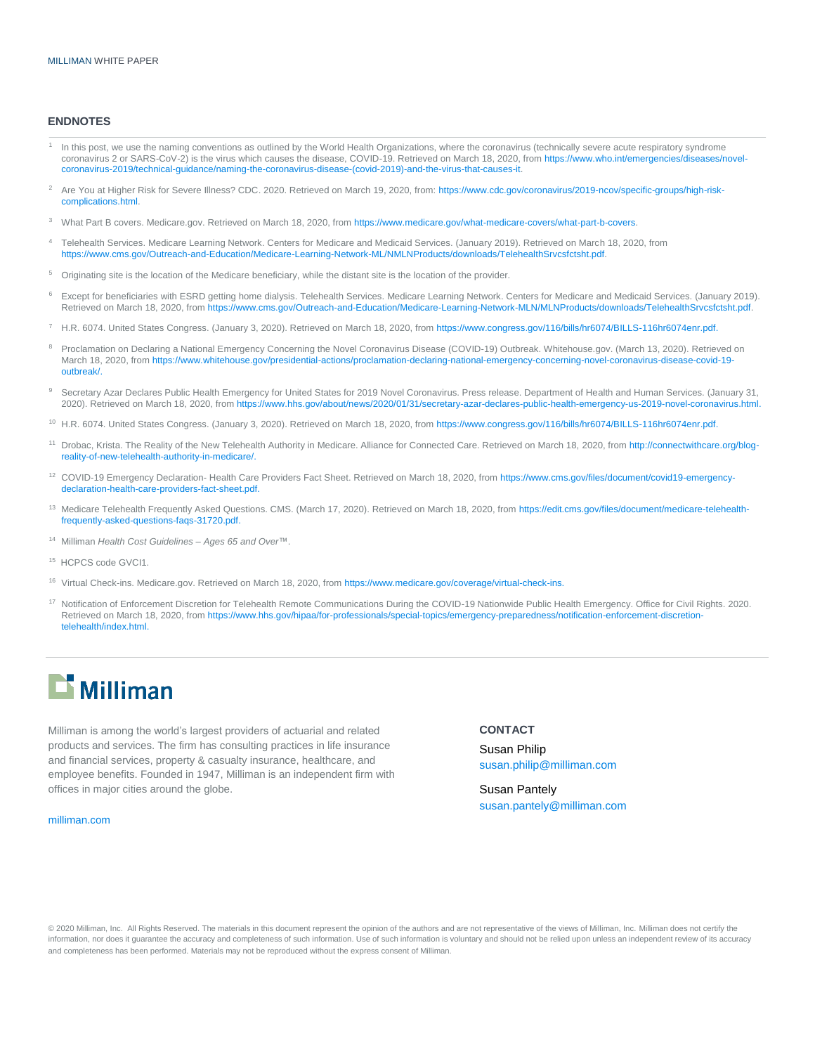## ENDNOTES

[1] In this post, we use the naming conventions as outlined by the World Health Organizations, where the coronavirus (technically severe acute respiratory syndrome coronavirus 2 or SARS-CoV-2) is the virus which causes the disease, COVID-19. Retrieved on March 18, 2020, from https://www.who.int/emergencies/diseases/novel-coronavirus-2019/technical-guidance/naming-the-coronavirus-disease-(covid-2019)-and-the-virus-that-causes-it.

[2] Are You at Higher Risk for Severe Illness? CDC. 2020. Retrieved on March 19, 2020, from: https://www.cdc.gov/coronavirus/2019-ncov/specific-groups/high-risk-complications.html.

[3] What Part B covers. Medicare.gov. Retrieved on March 18, 2020, from https://www.medicare.gov/what-medicare-covers/what-part-b-covers.

[4] Telehealth Services. Medicare Learning Network. Centers for Medicare and Medicaid Services. (January 2019). Retrieved on March 18, 2020, from https://www.cms.gov/Outreach-and-Education/Medicare-Learning-Network-ML/NMLNProducts/downloads/TelehealthSrvcsfctsht.pdf.

[5] Originating site is the location of the Medicare beneficiary, while the distant site is the location of the provider.

[6] Except for beneficiaries with ESRD getting home dialysis. Telehealth Services. Medicare Learning Network. Centers for Medicare and Medicaid Services. (January 2019). Retrieved on March 18, 2020, from https://www.cms.gov/Outreach-and-Education/Medicare-Learning-Network-MLN/MLNProducts/downloads/TelehealthSrvcsfctsht.pdf.

[7] H.R. 6074. United States Congress. (January 3, 2020). Retrieved on March 18, 2020, from https://www.congress.gov/116/bills/hr6074/BILLS-116hr6074enr.pdf.

[8] Proclamation on Declaring a National Emergency Concerning the Novel Coronavirus Disease (COVID-19) Outbreak. Whitehouse.gov. (March 13, 2020). Retrieved on March 18, 2020, from https://www.whitehouse.gov/presidential-actions/proclamation-declaring-national-emergency-concerning-novel-coronavirus-disease-covid-19-outbreak/.

[9] Secretary Azar Declares Public Health Emergency for United States for 2019 Novel Coronavirus. Press release. Department of Health and Human Services. (January 31, 2020). Retrieved on March 18, 2020, from https://www.hhs.gov/about/news/2020/01/31/secretary-azar-declares-public-health-emergency-us-2019-novel-coronavirus.html.

[10] H.R. 6074. United States Congress. (January 3, 2020). Retrieved on March 18, 2020, from https://www.congress.gov/116/bills/hr6074/BILLS-116hr6074enr.pdf.

[11] Drobac, Krista. The Reality of the New Telehealth Authority in Medicare. Alliance for Connected Care. Retrieved on March 18, 2020, from http://connectwithcare.org/blog-reality-of-new-telehealth-authority-in-medicare/.

[12] COVID-19 Emergency Declaration- Health Care Providers Fact Sheet. Retrieved on March 18, 2020, from https://www.cms.gov/files/document/covid19-emergency-declaration-health-care-providers-fact-sheet.pdf.

[13] Medicare Telehealth Frequently Asked Questions. CMS. (March 17, 2020). Retrieved on March 18, 2020, from https://edit.cms.gov/files/document/medicare-telehealth-frequently-asked-questions-faqs-31720.pdf.

[14] Milliman *Health Cost Guidelines – Ages 65 and Over™*.

[15] HCPCS code GVCI1.

[16] Virtual Check-ins. Medicare.gov. Retrieved on March 18, 2020, from https://www.medicare.gov/coverage/virtual-check-ins.

[17] Notification of Enforcement Discretion for Telehealth Remote Communications During the COVID-19 Nationwide Public Health Emergency. Office for Civil Rights. 2020. Retrieved on March 18, 2020, from https://www.hhs.gov/hipaa/for-professionals/special-topics/emergency-preparedness/notification-enforcement-discretion-telehealth/index.html.

Milliman

Milliman is among the world's largest providers of actuarial and related products and services. The firm has consulting practices in life insurance and financial services, property & casualty insurance, healthcare, and employee benefits. Founded in 1947, Milliman is an independent firm with offices in major cities around the globe.

milliman.com

**CONTACT**

Susan Philip
susan.philip@milliman.com

Susan Pantely
susan.pantely@milliman.com

© 2020 Milliman, Inc. All Rights Reserved. The materials in this document represent the opinion of the authors and are not representative of the views of Milliman, Inc. Milliman does not certify the information, nor does it guarantee the accuracy and completeness of such information. Use of such information is voluntary and should not be relied upon unless an independent review of its accuracy and completeness has been performed. Materials may not be reproduced without the express consent of Milliman.